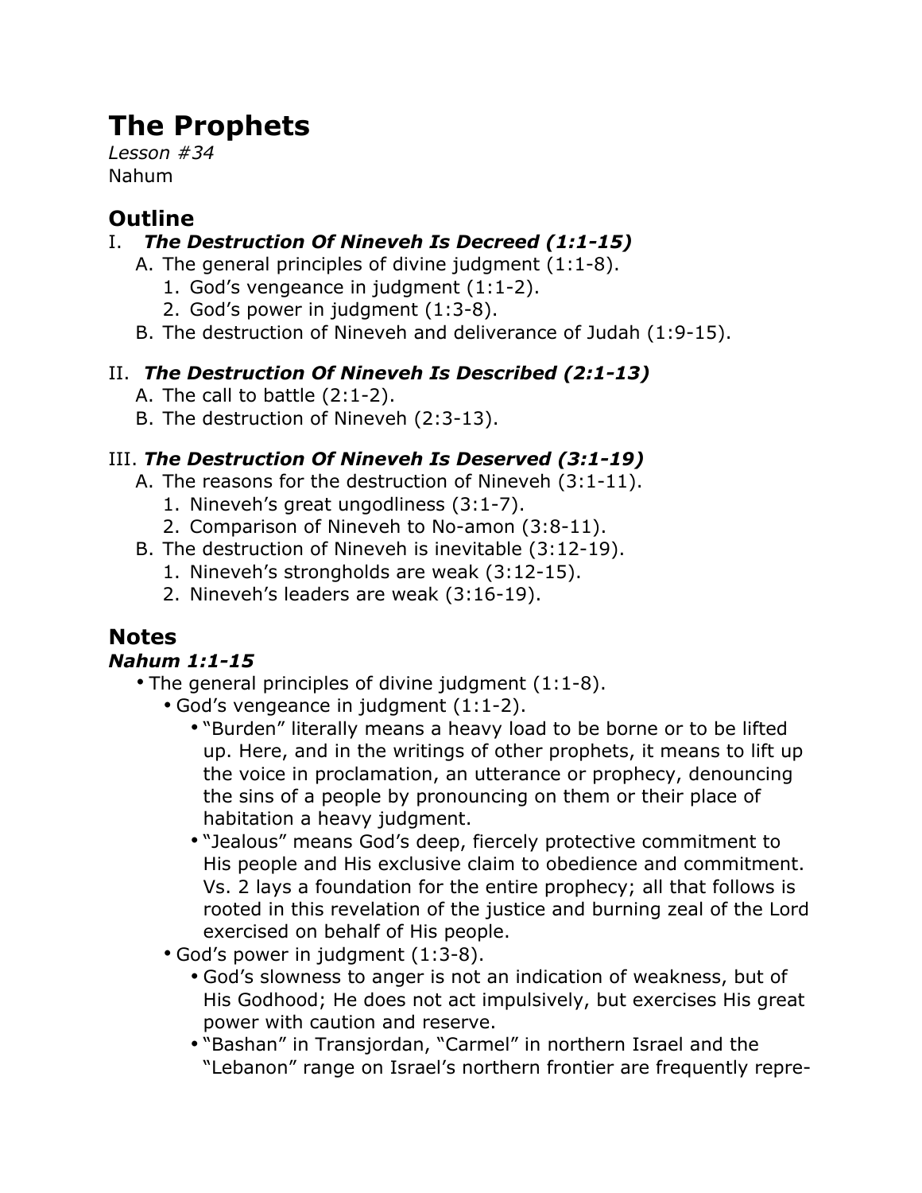# The Prophets

*Lesson #34*
Nahum

## Outline

I. ***The Destruction Of Nineveh Is Decreed (1:1-15)***
   A. The general principles of divine judgment (1:1-8).
      1. God's vengeance in judgment (1:1-2).
      2. God's power in judgment (1:3-8).
   B. The destruction of Nineveh and deliverance of Judah (1:9-15).

II. ***The Destruction Of Nineveh Is Described (2:1-13)***
   A. The call to battle (2:1-2).
   B. The destruction of Nineveh (2:3-13).

III. ***The Destruction Of Nineveh Is Deserved (3:1-19)***
   A. The reasons for the destruction of Nineveh (3:1-11).
      1. Nineveh's great ungodliness (3:1-7).
      2. Comparison of Nineveh to No-amon (3:8-11).
   B. The destruction of Nineveh is inevitable (3:12-19).
      1. Nineveh's strongholds are weak (3:12-15).
      2. Nineveh's leaders are weak (3:16-19).

## Notes

### *Nahum 1:1-15*

- The general principles of divine judgment (1:1-8).
  - God's vengeance in judgment (1:1-2).
    - "Burden" literally means a heavy load to be borne or to be lifted up. Here, and in the writings of other prophets, it means to lift up the voice in proclamation, an utterance or prophecy, denouncing the sins of a people by pronouncing on them or their place of habitation a heavy judgment.
    - "Jealous" means God's deep, fiercely protective commitment to His people and His exclusive claim to obedience and commitment. Vs. 2 lays a foundation for the entire prophecy; all that follows is rooted in this revelation of the justice and burning zeal of the Lord exercised on behalf of His people.
  - God's power in judgment (1:3-8).
    - God's slowness to anger is not an indication of weakness, but of His Godhood; He does not act impulsively, but exercises His great power with caution and reserve.
    - "Bashan" in Transjordan, "Carmel" in northern Israel and the "Lebanon" range on Israel's northern frontier are frequently repre-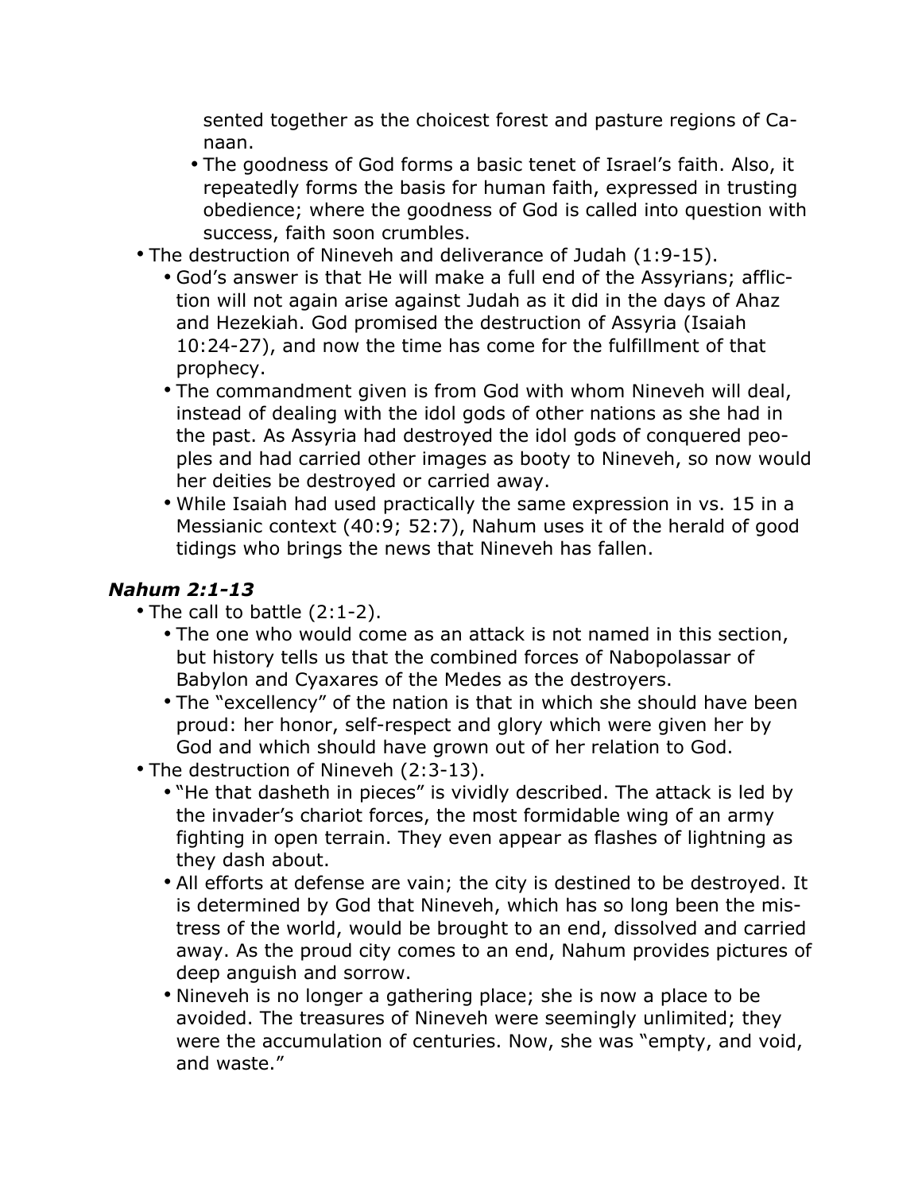sented together as the choicest forest and pasture regions of Canaan.

        - The goodness of God forms a basic tenet of Israel's faith. Also, it repeatedly forms the basis for human faith, expressed in trusting obedience; where the goodness of God is called into question with success, faith soon crumbles.
- The destruction of Nineveh and deliverance of Judah (1:9-15).
    - God's answer is that He will make a full end of the Assyrians; affliction will not again arise against Judah as it did in the days of Ahaz and Hezekiah. God promised the destruction of Assyria (Isaiah 10:24-27), and now the time has come for the fulfillment of that prophecy.
    - The commandment given is from God with whom Nineveh will deal, instead of dealing with the idol gods of other nations as she had in the past. As Assyria had destroyed the idol gods of conquered peoples and had carried other images as booty to Nineveh, so now would her deities be destroyed or carried away.
    - While Isaiah had used practically the same expression in vs. 15 in a Messianic context (40:9; 52:7), Nahum uses it of the herald of good tidings who brings the news that Nineveh has fallen.

### *Nahum 2:1-13*

- The call to battle (2:1-2).
    - The one who would come as an attack is not named in this section, but history tells us that the combined forces of Nabopolassar of Babylon and Cyaxares of the Medes as the destroyers.
    - The "excellency" of the nation is that in which she should have been proud: her honor, self-respect and glory which were given her by God and which should have grown out of her relation to God.
- The destruction of Nineveh (2:3-13).
    - "He that dasheth in pieces" is vividly described. The attack is led by the invader's chariot forces, the most formidable wing of an army fighting in open terrain. They even appear as flashes of lightning as they dash about.
    - All efforts at defense are vain; the city is destined to be destroyed. It is determined by God that Nineveh, which has so long been the mistress of the world, would be brought to an end, dissolved and carried away. As the proud city comes to an end, Nahum provides pictures of deep anguish and sorrow.
    - Nineveh is no longer a gathering place; she is now a place to be avoided. The treasures of Nineveh were seemingly unlimited; they were the accumulation of centuries. Now, she was "empty, and void, and waste."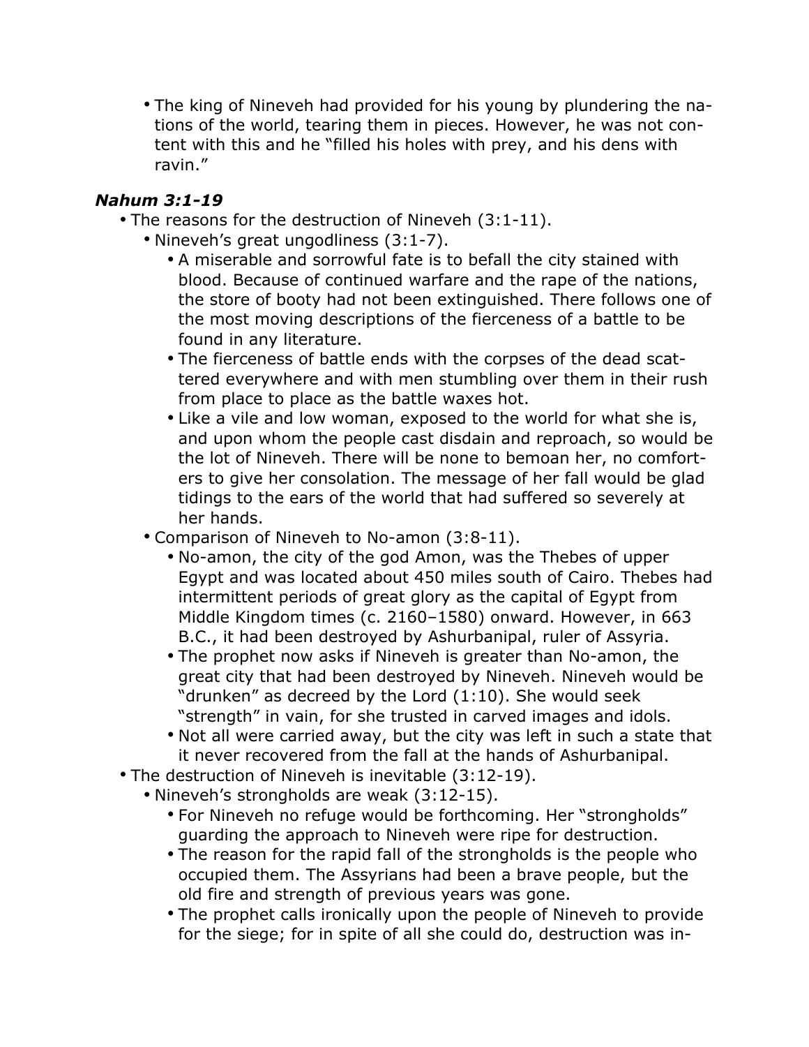- The king of Nineveh had provided for his young by plundering the nations of the world, tearing them in pieces. However, he was not content with this and he "filled his holes with prey, and his dens with ravin."

### *Nahum 3:1-19*

- The reasons for the destruction of Nineveh (3:1-11).
    - Nineveh's great ungodliness (3:1-7).
        - A miserable and sorrowful fate is to befall the city stained with blood. Because of continued warfare and the rape of the nations, the store of booty had not been extinguished. There follows one of the most moving descriptions of the fierceness of a battle to be found in any literature.
        - The fierceness of battle ends with the corpses of the dead scattered everywhere and with men stumbling over them in their rush from place to place as the battle waxes hot.
        - Like a vile and low woman, exposed to the world for what she is, and upon whom the people cast disdain and reproach, so would be the lot of Nineveh. There will be none to bemoan her, no comforters to give her consolation. The message of her fall would be glad tidings to the ears of the world that had suffered so severely at her hands.
    - Comparison of Nineveh to No-amon (3:8-11).
        - No-amon, the city of the god Amon, was the Thebes of upper Egypt and was located about 450 miles south of Cairo. Thebes had intermittent periods of great glory as the capital of Egypt from Middle Kingdom times (c. 2160–1580) onward. However, in 663 B.C., it had been destroyed by Ashurbanipal, ruler of Assyria.
        - The prophet now asks if Nineveh is greater than No-amon, the great city that had been destroyed by Nineveh. Nineveh would be "drunken" as decreed by the Lord (1:10). She would seek "strength" in vain, for she trusted in carved images and idols.
        - Not all were carried away, but the city was left in such a state that it never recovered from the fall at the hands of Ashurbanipal.
- The destruction of Nineveh is inevitable (3:12-19).
    - Nineveh's strongholds are weak (3:12-15).
        - For Nineveh no refuge would be forthcoming. Her "strongholds" guarding the approach to Nineveh were ripe for destruction.
        - The reason for the rapid fall of the strongholds is the people who occupied them. The Assyrians had been a brave people, but the old fire and strength of previous years was gone.
        - The prophet calls ironically upon the people of Nineveh to provide for the siege; for in spite of all she could do, destruction was in-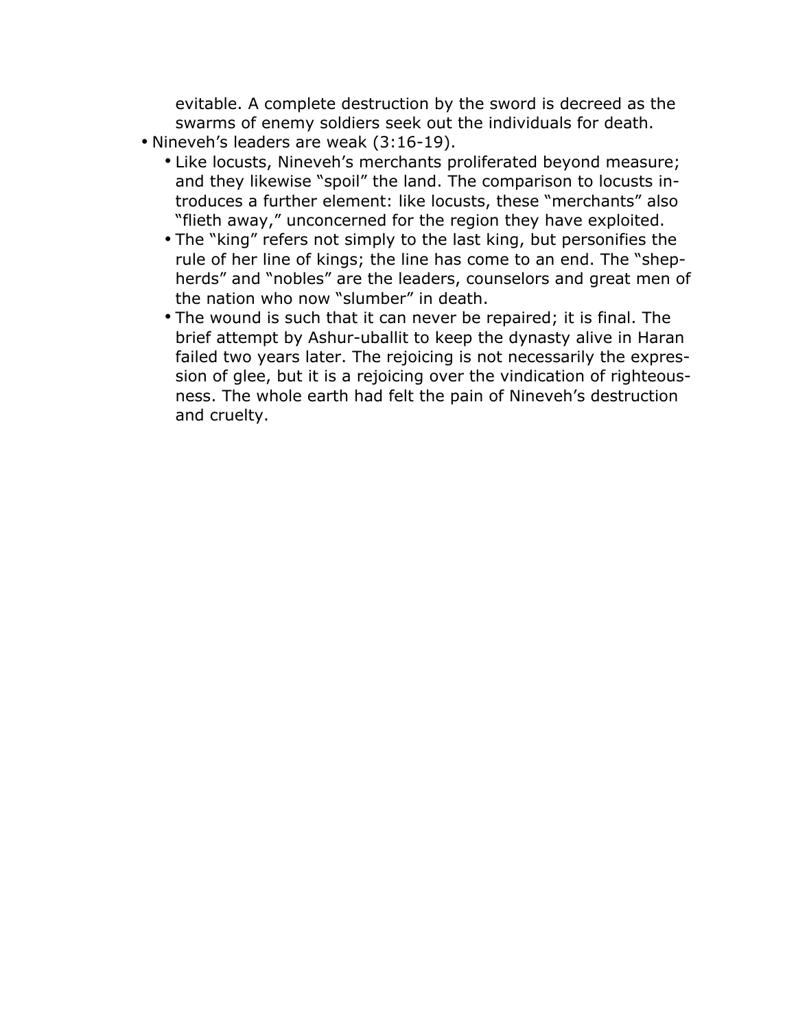evitable. A complete destruction by the sword is decreed as the swarms of enemy soldiers seek out the individuals for death.

- Nineveh's leaders are weak (3:16-19).
  - Like locusts, Nineveh's merchants proliferated beyond measure; and they likewise "spoil" the land. The comparison to locusts introduces a further element: like locusts, these "merchants" also "flieth away," unconcerned for the region they have exploited.
  - The "king" refers not simply to the last king, but personifies the rule of her line of kings; the line has come to an end. The "shepherds" and "nobles" are the leaders, counselors and great men of the nation who now "slumber" in death.
  - The wound is such that it can never be repaired; it is final. The brief attempt by Ashur-uballit to keep the dynasty alive in Haran failed two years later. The rejoicing is not necessarily the expression of glee, but it is a rejoicing over the vindication of righteousness. The whole earth had felt the pain of Nineveh's destruction and cruelty.